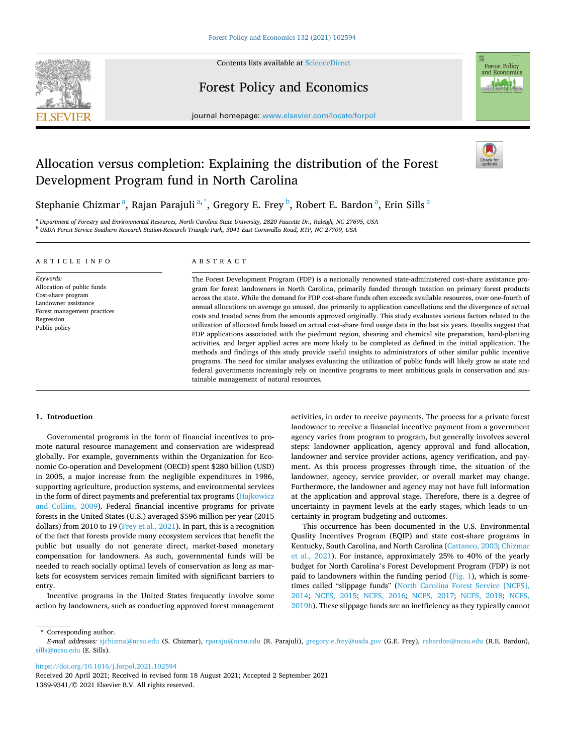# Allocation versus completion: Explaining the distribution of the Forest Development Program fund in North Carolina

Stephanie Chizmar [a], Rajan Parajuli [a,*], Gregory E. Frey [b], Robert E. Bardon [a], Erin Sills [a]

[a] Department of Forestry and Environmental Resources, North Carolina State University, 2820 Faucette Dr., Raleigh, NC 27695, USA

[b] USDA Forest Service Southern Research Station-Research Triangle Park, 3041 East Cornwallis Road, RTP, NC 27709, USA

## ARTICLE INFO

*Keywords:*
Allocation of public funds
Cost-share program
Landowner assistance
Forest management practices
Regression
Public policy

## ABSTRACT

The Forest Development Program (FDP) is a nationally renowned state-administered cost-share assistance program for forest landowners in North Carolina, primarily funded through taxation on primary forest products across the state. While the demand for FDP cost-share funds often exceeds available resources, over one-fourth of annual allocations on average go unused, due primarily to application cancellations and the divergence of actual costs and treated acres from the amounts approved originally. This study evaluates various factors related to the utilization of allocated funds based on actual cost-share fund usage data in the last six years. Results suggest that FDP applications associated with the piedmont region, shearing and chemical site preparation, hand-planting activities, and larger applied acres are more likely to be completed as defined in the initial application. The methods and findings of this study provide useful insights to administrators of other similar public incentive programs. The need for similar analyses evaluating the utilization of public funds will likely grow as state and federal governments increasingly rely on incentive programs to meet ambitious goals in conservation and sustainable management of natural resources.

## 1. Introduction

Governmental programs in the form of financial incentives to promote natural resource management and conservation are widespread globally. For example, governments within the Organization for Economic Co-operation and Development (OECD) spent $280 billion (USD) in 2005, a major increase from the negligible expenditures in 1986, supporting agriculture, production systems, and environmental services in the form of direct payments and preferential tax programs (Hajkowicz and Collins, 2009). Federal financial incentive programs for private forests in the United States (U.S.) averaged $596 million per year (2015 dollars) from 2010 to 19 (Frey et al., 2021). In part, this is a recognition of the fact that forests provide many ecosystem services that benefit the public but usually do not generate direct, market-based monetary compensation for landowners. As such, governmental funds will be needed to reach socially optimal levels of conservation as long as markets for ecosystem services remain limited with significant barriers to entry.

Incentive programs in the United States frequently involve some action by landowners, such as conducting approved forest management activities, in order to receive payments. The process for a private forest landowner to receive a financial incentive payment from a government agency varies from program to program, but generally involves several steps: landowner application, agency approval and fund allocation, landowner and service provider actions, agency verification, and payment. As this process progresses through time, the situation of the landowner, agency, service provider, or overall market may change. Furthermore, the landowner and agency may not have full information at the application and approval stage. Therefore, there is a degree of uncertainty in payment levels at the early stages, which leads to uncertainty in program budgeting and outcomes.

This occurrence has been documented in the U.S. Environmental Quality Incentives Program (EQIP) and state cost-share programs in Kentucky, South Carolina, and North Carolina (Cattaneo, 2003; Chizmar et al., 2021). For instance, approximately 25% to 40% of the yearly budget for North Carolina's Forest Development Program (FDP) is not paid to landowners within the funding period (Fig. 1), which is sometimes called "slippage funds" (North Carolina Forest Service [NCFS], 2014; NCFS, 2015; NCFS, 2016; NCFS, 2017; NCFS, 2018; NCFS, 2019b). These slippage funds are an inefficiency as they typically cannot

* Corresponding author.

*E-mail addresses:* sjchizma@ncsu.edu (S. Chizmar), rparaju@ncsu.edu (R. Parajuli), gregory.e.frey@usda.gov (G.E. Frey), rebardon@ncsu.edu (R.E. Bardon), sills@ncsu.edu (E. Sills).

https://doi.org/10.1016/j.forpol.2021.102594

Received 20 April 2021; Received in revised form 18 August 2021; Accepted 2 September 2021

1389-9341/© 2021 Elsevier B.V. All rights reserved.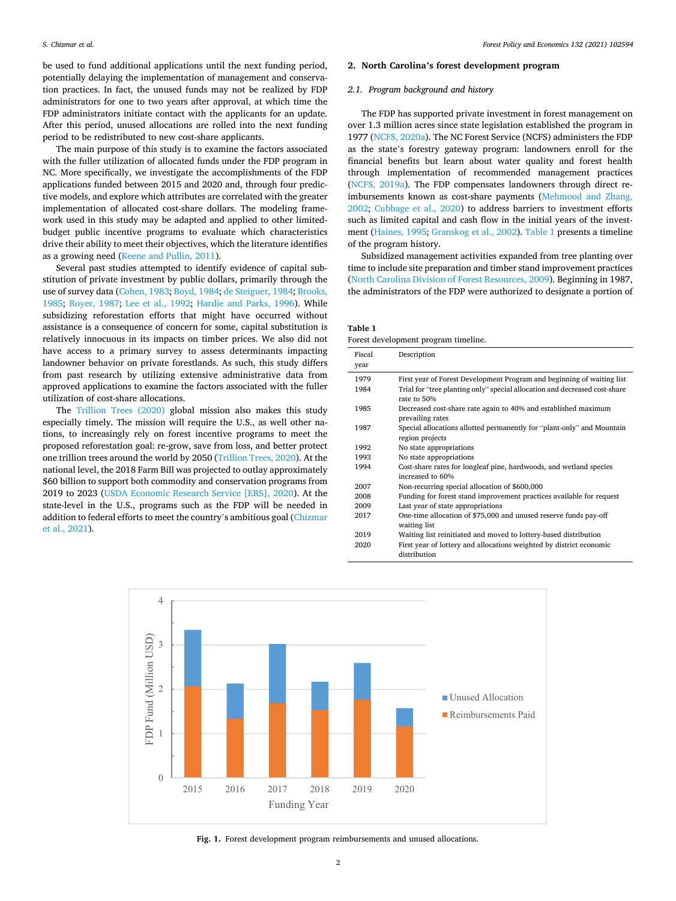be used to fund additional applications until the next funding period, potentially delaying the implementation of management and conservation practices. In fact, the unused funds may not be realized by FDP administrators for one to two years after approval, at which time the FDP administrators initiate contact with the applicants for an update. After this period, unused allocations are rolled into the next funding period to be redistributed to new cost-share applicants.

The main purpose of this study is to examine the factors associated with the fuller utilization of allocated funds under the FDP program in NC. More specifically, we investigate the accomplishments of the FDP applications funded between 2015 and 2020 and, through four predictive models, and explore which attributes are correlated with the greater implementation of allocated cost-share dollars. The modeling framework used in this study may be adapted and applied to other limited-budget public incentive programs to evaluate which characteristics drive their ability to meet their objectives, which the literature identifies as a growing need (Keene and Pullin, 2011).

Several past studies attempted to identify evidence of capital substitution of private investment by public dollars, primarily through the use of survey data (Cohen, 1983; Boyd, 1984; de Steiguer, 1984; Brooks, 1985; Royer, 1987; Lee et al., 1992; Hardie and Parks, 1996). While subsidizing reforestation efforts that might have occurred without assistance is a consequence of concern for some, capital substitution is relatively innocuous in its impacts on timber prices. We also did not have access to a primary survey to assess determinants impacting landowner behavior on private forestlands. As such, this study differs from past research by utilizing extensive administrative data from approved applications to examine the factors associated with the fuller utilization of cost-share allocations.

The Trillion Trees (2020) global mission also makes this study especially timely. The mission will require the U.S., as well other nations, to increasingly rely on forest incentive programs to meet the proposed reforestation goal: re-grow, save from loss, and better protect one trillion trees around the world by 2050 (Trillion Trees, 2020). At the national level, the 2018 Farm Bill was projected to outlay approximately \$60 billion to support both commodity and conservation programs from 2019 to 2023 (USDA Economic Research Service [ERS], 2020). At the state-level in the U.S., programs such as the FDP will be needed in addition to federal efforts to meet the country's ambitious goal (Chizmar et al., 2021).

## 2. North Carolina's forest development program

### 2.1. Program background and history

The FDP has supported private investment in forest management on over 1.3 million acres since state legislation established the program in 1977 (NCFS, 2020a). The NC Forest Service (NCFS) administers the FDP as the state's forestry gateway program: landowners enroll for the financial benefits but learn about water quality and forest health through implementation of recommended management practices (NCFS, 2019a). The FDP compensates landowners through direct reimbursements known as cost-share payments (Mehmood and Zhang, 2002; Cubbage et al., 2020) to address barriers to investment efforts such as limited capital and cash flow in the initial years of the investment (Haines, 1995; Granskog et al., 2002). Table 1 presents a timeline of the program history.

Subsidized management activities expanded from tree planting over time to include site preparation and timber stand improvement practices (North Carolina Division of Forest Resources, 2009). Beginning in 1987, the administrators of the FDP were authorized to designate a portion of

**Table 1**
Forest development program timeline.

| Fiscal year | Description |
|---|---|
| 1979 | First year of Forest Development Program and beginning of waiting list |
| 1984 | Trial for "tree planting only" special allocation and decreased cost-share rate to 50% |
| 1985 | Decreased cost-share rate again to 40% and established maximum prevailing rates |
| 1987 | Special allocations allotted permanently for "plant-only" and Mountain region projects |
| 1992 | No state appropriations |
| 1993 | No state appropriations |
| 1994 | Cost-share rates for longleaf pine, hardwoods, and wetland species increased to 60% |
| 2007 | Non-recurring special allocation of \$600,000 |
| 2008 | Funding for forest stand improvement practices available for request |
| 2009 | Last year of state appropriations |
| 2017 | One-time allocation of \$75,000 and unused reserve funds pay-off waiting list |
| 2019 | Waiting list reinitiated and moved to lottery-based distribution |
| 2020 | First year of lottery and allocations weighted by district economic distribution |

**Fig. 1.** Forest development program reimbursements and unused allocations.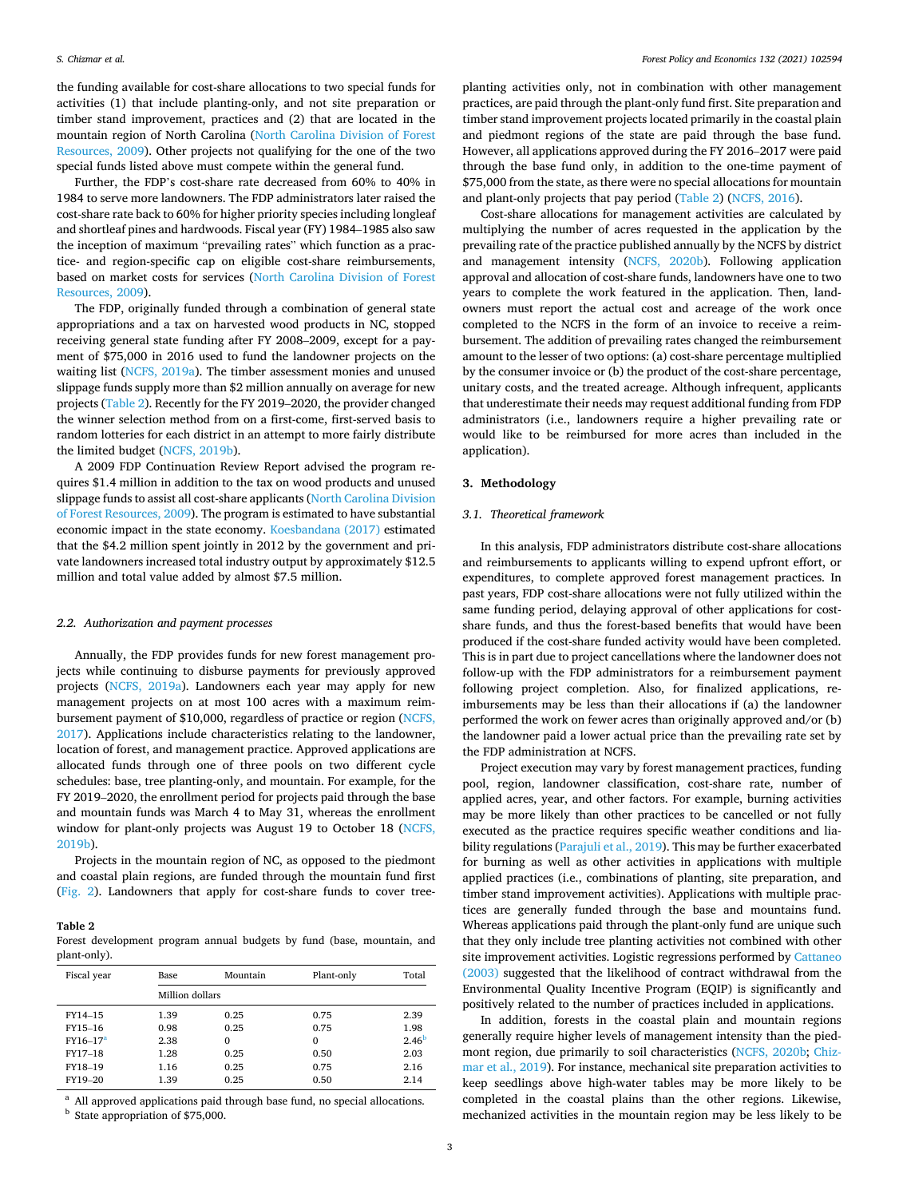the funding available for cost-share allocations to two special funds for activities (1) that include planting-only, and not site preparation or timber stand improvement, practices and (2) that are located in the mountain region of North Carolina (North Carolina Division of Forest Resources, 2009). Other projects not qualifying for the one of the two special funds listed above must compete within the general fund.

Further, the FDP's cost-share rate decreased from 60% to 40% in 1984 to serve more landowners. The FDP administrators later raised the cost-share rate back to 60% for higher priority species including longleaf and shortleaf pines and hardwoods. Fiscal year (FY) 1984–1985 also saw the inception of maximum "prevailing rates" which function as a practice- and region-specific cap on eligible cost-share reimbursements, based on market costs for services (North Carolina Division of Forest Resources, 2009).

The FDP, originally funded through a combination of general state appropriations and a tax on harvested wood products in NC, stopped receiving general state funding after FY 2008–2009, except for a payment of $75,000 in 2016 used to fund the landowner projects on the waiting list (NCFS, 2019a). The timber assessment monies and unused slippage funds supply more than $2 million annually on average for new projects (Table 2). Recently for the FY 2019–2020, the provider changed the winner selection method from on a first-come, first-served basis to random lotteries for each district in an attempt to more fairly distribute the limited budget (NCFS, 2019b).

A 2009 FDP Continuation Review Report advised the program requires $1.4 million in addition to the tax on wood products and unused slippage funds to assist all cost-share applicants (North Carolina Division of Forest Resources, 2009). The program is estimated to have substantial economic impact in the state economy. Koesbandana (2017) estimated that the $4.2 million spent jointly in 2012 by the government and private landowners increased total industry output by approximately $12.5 million and total value added by almost $7.5 million.

### 2.2. Authorization and payment processes

Annually, the FDP provides funds for new forest management projects while continuing to disburse payments for previously approved projects (NCFS, 2019a). Landowners each year may apply for new management projects on at most 100 acres with a maximum reimbursement payment of $10,000, regardless of practice or region (NCFS, 2017). Applications include characteristics relating to the landowner, location of forest, and management practice. Approved applications are allocated funds through one of three pools on two different cycle schedules: base, tree planting-only, and mountain. For example, for the FY 2019–2020, the enrollment period for projects paid through the base and mountain funds was March 4 to May 31, whereas the enrollment window for plant-only projects was August 19 to October 18 (NCFS, 2019b).

Projects in the mountain region of NC, as opposed to the piedmont and coastal plain regions, are funded through the mountain fund first (Fig. 2). Landowners that apply for cost-share funds to cover tree-planting activities only, not in combination with other management practices, are paid through the plant-only fund first. Site preparation and timber stand improvement projects located primarily in the coastal plain and piedmont regions of the state are paid through the base fund. However, all applications approved during the FY 2016–2017 were paid through the base fund only, in addition to the one-time payment of $75,000 from the state, as there were no special allocations for mountain and plant-only projects that pay period (Table 2) (NCFS, 2016).

**Table 2**
Forest development program annual budgets by fund (base, mountain, and plant-only).

| Fiscal year | Base | Mountain | Plant-only | Total |
|---|---|---|---|---|
| | Million dollars | | | |
| FY14–15 | 1.39 | 0.25 | 0.75 | 2.39 |
| FY15–16 | 0.98 | 0.25 | 0.75 | 1.98 |
| FY16–17[a] | 2.38 | 0 | 0 | 2.46[b] |
| FY17–18 | 1.28 | 0.25 | 0.50 | 2.03 |
| FY18–19 | 1.16 | 0.25 | 0.75 | 2.16 |
| FY19–20 | 1.39 | 0.25 | 0.50 | 2.14 |

[a] All approved applications paid through base fund, no special allocations.
[b] State appropriation of $75,000.

Cost-share allocations for management activities are calculated by multiplying the number of acres requested in the application by the prevailing rate of the practice published annually by the NCFS by district and management intensity (NCFS, 2020b). Following application approval and allocation of cost-share funds, landowners have one to two years to complete the work featured in the application. Then, landowners must report the actual cost and acreage of the work once completed to the NCFS in the form of an invoice to receive a reimbursement. The addition of prevailing rates changed the reimbursement amount to the lesser of two options: (a) cost-share percentage multiplied by the consumer invoice or (b) the product of the cost-share percentage, unitary costs, and the treated acreage. Although infrequent, applicants that underestimate their needs may request additional funding from FDP administrators (i.e., landowners require a higher prevailing rate or would like to be reimbursed for more acres than included in the application).

## 3. Methodology

### 3.1. Theoretical framework

In this analysis, FDP administrators distribute cost-share allocations and reimbursements to applicants willing to expend upfront effort, or expenditures, to complete approved forest management practices. In past years, FDP cost-share allocations were not fully utilized within the same funding period, delaying approval of other applications for cost-share funds, and thus the forest-based benefits that would have been produced if the cost-share funded activity would have been completed. This is in part due to project cancellations where the landowner does not follow-up with the FDP administrators for a reimbursement payment following project completion. Also, for finalized applications, reimbursements may be less than their allocations if (a) the landowner performed the work on fewer acres than originally approved and/or (b) the landowner paid a lower actual price than the prevailing rate set by the FDP administration at NCFS.

Project execution may vary by forest management practices, funding pool, region, landowner classification, cost-share rate, number of applied acres, year, and other factors. For example, burning activities may be more likely than other practices to be cancelled or not fully executed as the practice requires specific weather conditions and liability regulations (Parajuli et al., 2019). This may be further exacerbated for burning as well as other activities in applications with multiple applied practices (i.e., combinations of planting, site preparation, and timber stand improvement activities). Applications with multiple practices are generally funded through the base and mountains fund. Whereas applications paid through the plant-only fund are unique such that they only include tree planting activities not combined with other site improvement activities. Logistic regressions performed by Cattaneo (2003) suggested that the likelihood of contract withdrawal from the Environmental Quality Incentive Program (EQIP) is significantly and positively related to the number of practices included in applications.

In addition, forests in the coastal plain and mountain regions generally require higher levels of management intensity than the piedmont region, due primarily to soil characteristics (NCFS, 2020b; Chizmar et al., 2019). For instance, mechanical site preparation activities to keep seedlings above high-water tables may be more likely to be completed in the coastal plains than the other regions. Likewise, mechanized activities in the mountain region may be less likely to be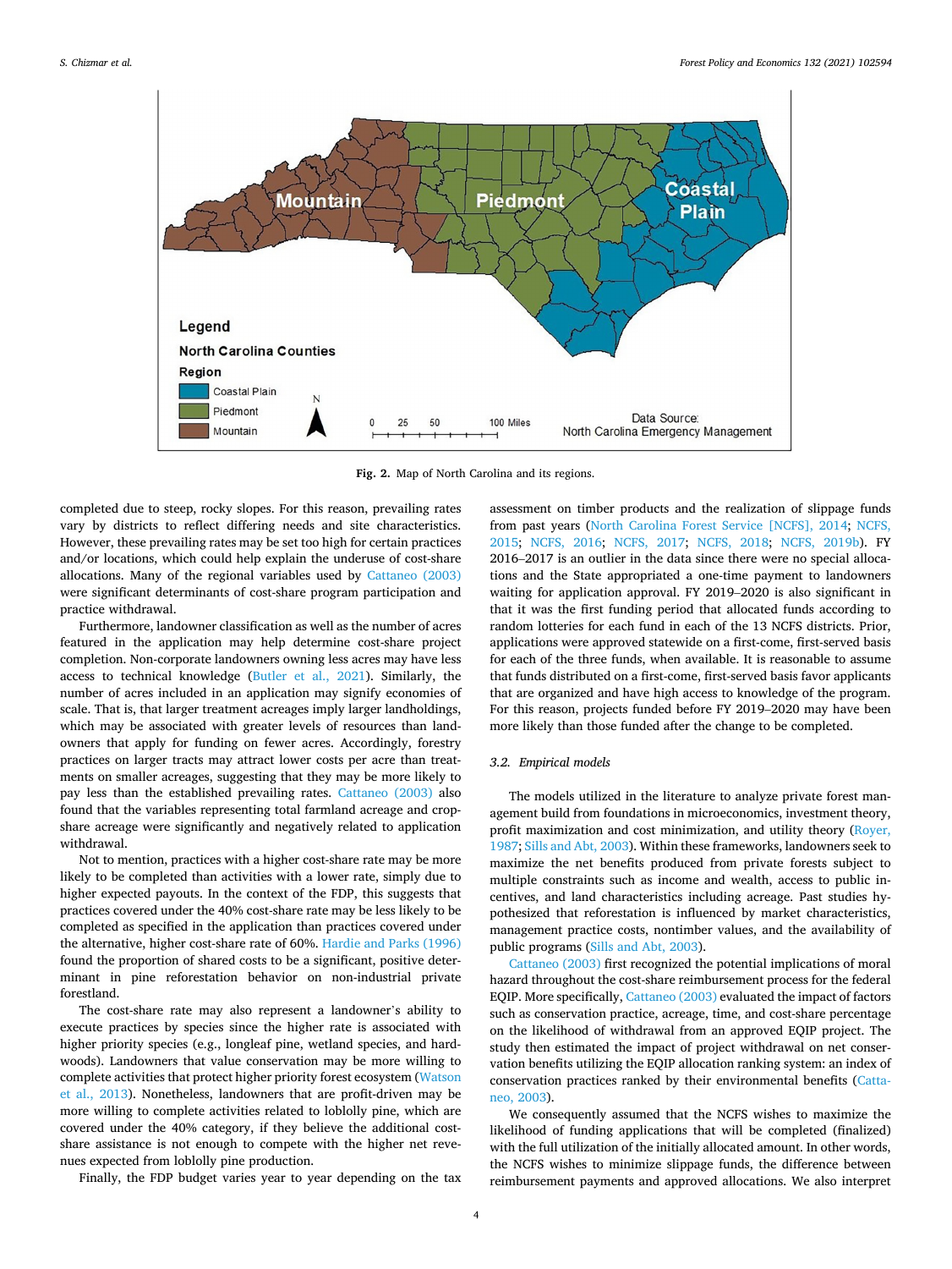Fig. 2. Map of North Carolina and its regions.

completed due to steep, rocky slopes. For this reason, prevailing rates vary by districts to reflect differing needs and site characteristics. However, these prevailing rates may be set too high for certain practices and/or locations, which could help explain the underuse of cost-share allocations. Many of the regional variables used by Cattaneo (2003) were significant determinants of cost-share program participation and practice withdrawal.

Furthermore, landowner classification as well as the number of acres featured in the application may help determine cost-share project completion. Non-corporate landowners owning less acres may have less access to technical knowledge (Butler et al., 2021). Similarly, the number of acres included in an application may signify economies of scale. That is, that larger treatment acreages imply larger landholdings, which may be associated with greater levels of resources than landowners that apply for funding on fewer acres. Accordingly, forestry practices on larger tracts may attract lower costs per acre than treatments on smaller acreages, suggesting that they may be more likely to pay less than the established prevailing rates. Cattaneo (2003) also found that the variables representing total farmland acreage and cost-share acreage were significantly and negatively related to application withdrawal.

Not to mention, practices with a higher cost-share rate may be more likely to be completed than activities with a lower rate, simply due to higher expected payouts. In the context of the FDP, this suggests that practices covered under the 40% cost-share rate may be less likely to be completed as specified in the application than practices covered under the alternative, higher cost-share rate of 60%. Hardie and Parks (1996) found the proportion of shared costs to be a significant, positive determinant in pine reforestation behavior on non-industrial private forestland.

The cost-share rate may also represent a landowner's ability to execute practices by species since the higher rate is associated with higher priority species (e.g., longleaf pine, wetland species, and hardwoods). Landowners that value conservation may be more willing to complete activities that protect higher priority forest ecosystem (Watson et al., 2013). Nonetheless, landowners that are profit-driven may be more willing to complete activities related to loblolly pine, which are covered under the 40% category, if they believe the additional cost-share assistance is not enough to compete with the higher net revenues expected from loblolly pine production.

Finally, the FDP budget varies year to year depending on the tax assessment on timber products and the realization of slippage funds from past years (North Carolina Forest Service [NCFS], 2014; NCFS, 2015; NCFS, 2016; NCFS, 2017; NCFS, 2018; NCFS, 2019b). FY 2016–2017 is an outlier in the data since there were no special allocations and the State appropriated a one-time payment to landowners waiting for application approval. FY 2019–2020 is also significant in that it was the first funding period that allocated funds according to random lotteries for each fund in each of the 13 NCFS districts. Prior, applications were approved statewide on a first-come, first-served basis for each of the three funds, when available. It is reasonable to assume that funds distributed on a first-come, first-served basis favor applicants that are organized and have high access to knowledge of the program. For this reason, projects funded before FY 2019–2020 may have been more likely than those funded after the change to be completed.

### 3.2. Empirical models

The models utilized in the literature to analyze private forest management build from foundations in microeconomics, investment theory, profit maximization and cost minimization, and utility theory (Royer, 1987; Sills and Abt, 2003). Within these frameworks, landowners seek to maximize the net benefits produced from private forests subject to multiple constraints such as income and wealth, access to public incentives, and land characteristics including acreage. Past studies hypothesized that reforestation is influenced by market characteristics, management practice costs, nontimber values, and the availability of public programs (Sills and Abt, 2003).

Cattaneo (2003) first recognized the potential implications of moral hazard throughout the cost-share reimbursement process for the federal EQIP. More specifically, Cattaneo (2003) evaluated the impact of factors such as conservation practice, acreage, time, and cost-share percentage on the likelihood of withdrawal from an approved EQIP project. The study then estimated the impact of project withdrawal on net conservation benefits utilizing the EQIP allocation ranking system: an index of conservation practices ranked by their environmental benefits (Cattaneo, 2003).

We consequently assumed that the NCFS wishes to maximize the likelihood of funding applications that will be completed (finalized) with the full utilization of the initially allocated amount. In other words, the NCFS wishes to minimize slippage funds, the difference between reimbursement payments and approved allocations. We also interpret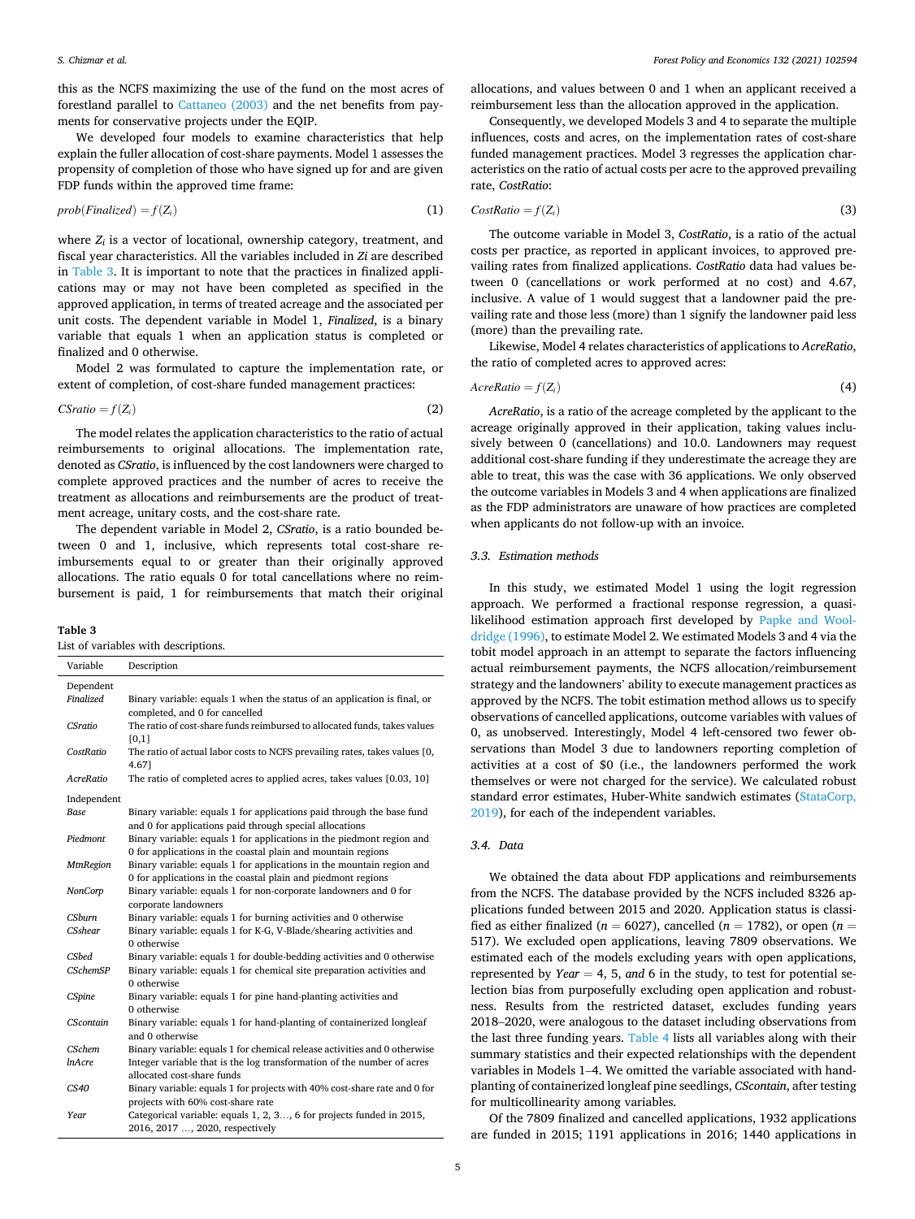this as the NCFS maximizing the use of the fund on the most acres of forestland parallel to Cattaneo (2003) and the net benefits from payments for conservative projects under the EQIP.

We developed four models to examine characteristics that help explain the fuller allocation of cost-share payments. Model 1 assesses the propensity of completion of those who have signed up for and are given FDP funds within the approved time frame:

$$prob(Finalized) = f(Z_i) \tag{1}$$

where $Z_i$ is a vector of locational, ownership category, treatment, and fiscal year characteristics. All the variables included in $Zi$ are described in Table 3. It is important to note that the practices in finalized applications may or may not have been completed as specified in the approved application, in terms of treated acreage and the associated per unit costs. The dependent variable in Model 1, *Finalized*, is a binary variable that equals 1 when an application status is completed or finalized and 0 otherwise.

Model 2 was formulated to capture the implementation rate, or extent of completion, of cost-share funded management practices:

$$CSratio = f(Z_i) \tag{2}$$

The model relates the application characteristics to the ratio of actual reimbursements to original allocations. The implementation rate, denoted as *CSratio*, is influenced by the cost landowners were charged to complete approved practices and the number of acres to receive the treatment as allocations and reimbursements are the product of treatment acreage, unitary costs, and the cost-share rate.

The dependent variable in Model 2, *CSratio*, is a ratio bounded between 0 and 1, inclusive, which represents total cost-share reimbursements equal to or greater than their originally approved allocations. The ratio equals 0 for total cancellations where no reimbursement is paid, 1 for reimbursements that match their original allocations, and values between 0 and 1 when an applicant received a reimbursement less than the allocation approved in the application.

**Table 3**
List of variables with descriptions.

| Variable | Description |
|---|---|
| Dependent | |
| *Finalized* | Binary variable: equals 1 when the status of an application is final, or completed, and 0 for cancelled |
| *CSratio* | The ratio of cost-share funds reimbursed to allocated funds, takes values [0,1] |
| *CostRatio* | The ratio of actual labor costs to NCFS prevailing rates, takes values [0, 4.67] |
| *AcreRatio* | The ratio of completed acres to applied acres, takes values [0.03, 10] |
| Independent | |
| *Base* | Binary variable: equals 1 for applications paid through the base fund and 0 for applications paid through special allocations |
| *Piedmont* | Binary variable: equals 1 for applications in the piedmont region and 0 for applications in the coastal plain and mountain regions |
| *MtnRegion* | Binary variable: equals 1 for applications in the mountain region and 0 for applications in the coastal plain and piedmont regions |
| *NonCorp* | Binary variable: equals 1 for non-corporate landowners and 0 for corporate landowners |
| *CSburn* | Binary variable: equals 1 for burning activities and 0 otherwise |
| *CSshear* | Binary variable: equals 1 for K-G, V-Blade/shearing activities and 0 otherwise |
| *CSbed* | Binary variable: equals 1 for double-bedding activities and 0 otherwise |
| *CSchemSP* | Binary variable: equals 1 for chemical site preparation activities and 0 otherwise |
| *CSpine* | Binary variable: equals 1 for pine hand-planting activities and 0 otherwise |
| *CScontain* | Binary variable: equals 1 for hand-planting of containerized longleaf and 0 otherwise |
| *CSchem* | Binary variable: equals 1 for chemical release activities and 0 otherwise |
| *lnAcre* | Integer variable that is the log transformation of the number of acres allocated cost-share funds |
| *CS40* | Binary variable: equals 1 for projects with 40% cost-share rate and 0 for projects with 60% cost-share rate |
| *Year* | Categorical variable: equals 1, 2, 3..., 6 for projects funded in 2015, 2016, 2017 ..., 2020, respectively |

Consequently, we developed Models 3 and 4 to separate the multiple influences, costs and acres, on the implementation rates of cost-share funded management practices. Model 3 regresses the application characteristics on the ratio of actual costs per acre to the approved prevailing rate, *CostRatio*:

$$CostRatio = f(Z_i) \tag{3}$$

The outcome variable in Model 3, *CostRatio*, is a ratio of the actual costs per practice, as reported in applicant invoices, to approved prevailing rates from finalized applications. *CostRatio* data had values between 0 (cancellations or work performed at no cost) and 4.67, inclusive. A value of 1 would suggest that a landowner paid the prevailing rate and those less (more) than 1 signify the landowner paid less (more) than the prevailing rate.

Likewise, Model 4 relates characteristics of applications to *AcreRatio*, the ratio of completed acres to approved acres:

$$AcreRatio = f(Z_i) \tag{4}$$

*AcreRatio*, is a ratio of the acreage completed by the applicant to the acreage originally approved in their application, taking values inclusively between 0 (cancellations) and 10.0. Landowners may request additional cost-share funding if they underestimate the acreage they are able to treat, this was the case with 36 applications. We only observed the outcome variables in Models 3 and 4 when applications are finalized as the FDP administrators are unaware of how practices are completed when applicants do not follow-up with an invoice.

### 3.3. Estimation methods

In this study, we estimated Model 1 using the logit regression approach. We performed a fractional response regression, a quasi-likelihood estimation approach first developed by Papke and Wooldridge (1996), to estimate Model 2. We estimated Models 3 and 4 via the tobit model approach in an attempt to separate the factors influencing actual reimbursement payments, the NCFS allocation/reimbursement strategy and the landowners' ability to execute management practices as approved by the NCFS. The tobit estimation method allows us to specify observations of cancelled applications, outcome variables with values of 0, as unobserved. Interestingly, Model 4 left-censored two fewer observations than Model 3 due to landowners reporting completion of activities at a cost of \$0 (i.e., the landowners performed the work themselves or were not charged for the service). We calculated robust standard error estimates, Huber-White sandwich estimates (StataCorp, 2019), for each of the independent variables.

### 3.4. Data

We obtained the data about FDP applications and reimbursements from the NCFS. The database provided by the NCFS included 8326 applications funded between 2015 and 2020. Application status is classified as either finalized ($n = 6027$), cancelled ($n = 1782$), or open ($n = 517$). We excluded open applications, leaving 7809 observations. We estimated each of the models excluding years with open applications, represented by $Year = 4$, 5, *and* 6 in the study, to test for potential selection bias from purposefully excluding open application and robustness. Results from the restricted dataset, excludes funding years 2018–2020, were analogous to the dataset including observations from the last three funding years. Table 4 lists all variables along with their summary statistics and their expected relationships with the dependent variables in Models 1–4. We omitted the variable associated with hand-planting of containerized longleaf pine seedlings, *CScontain*, after testing for multicollinearity among variables.

Of the 7809 finalized and cancelled applications, 1932 applications are funded in 2015; 1191 applications in 2016; 1440 applications in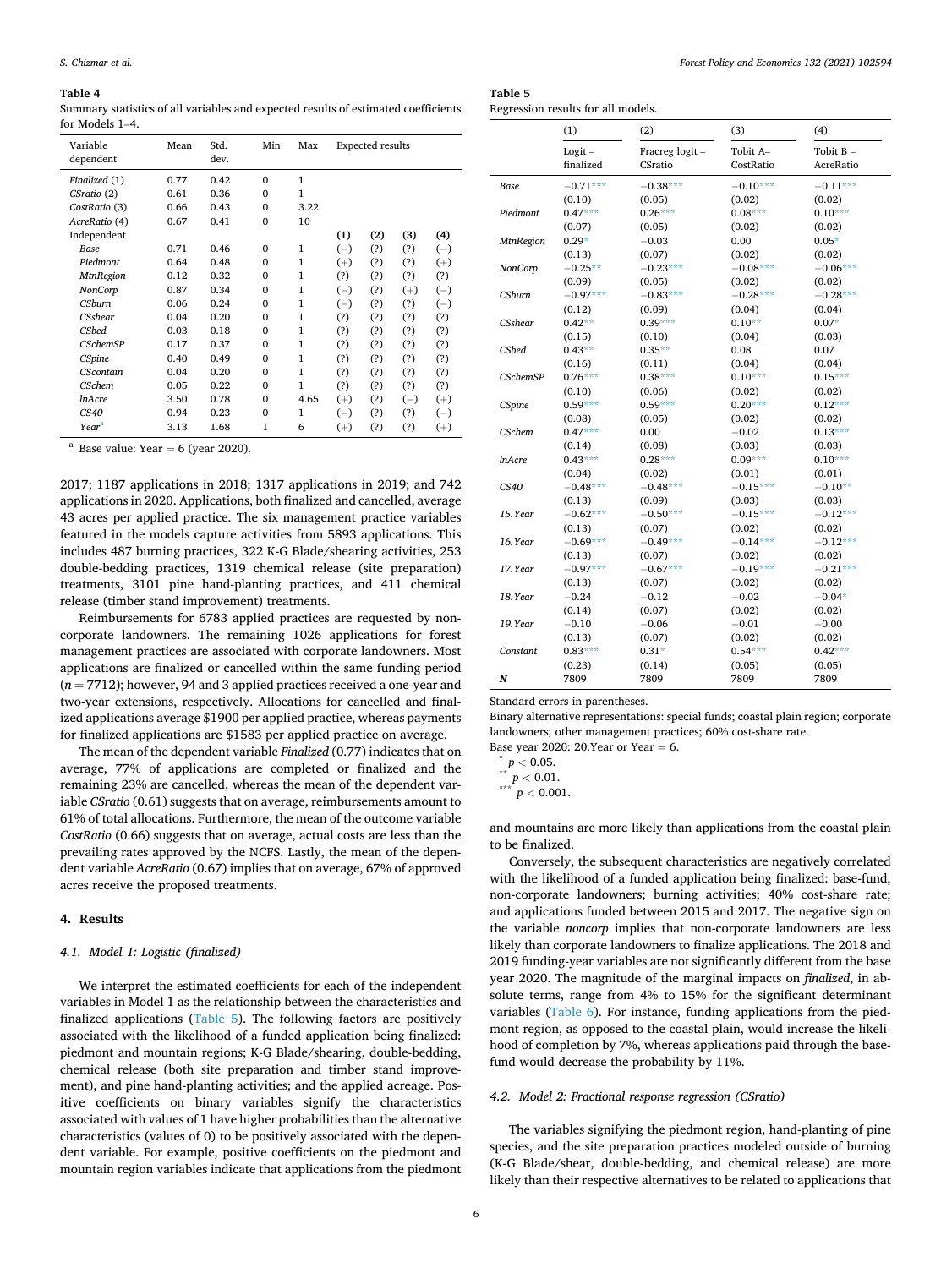**Table 4**
Summary statistics of all variables and expected results of estimated coefficients for Models 1–4.

| Variable dependent | Mean | Std. dev. | Min | Max | Expected results | | | |
|---|---|---|---|---|---|---|---|---|
| *Finalized* (1) | 0.77 | 0.42 | 0 | 1 | | | | |
| *CSratio* (2) | 0.61 | 0.36 | 0 | 1 | | | | |
| *CostRatio* (3) | 0.66 | 0.43 | 0 | 3.22 | | | | |
| *AcreRatio* (4) | 0.67 | 0.41 | 0 | 10 | | | | |
| Independent | | | | | **(1)** | **(2)** | **(3)** | **(4)** |
| *Base* | 0.71 | 0.46 | 0 | 1 | (−) | (?) | (?) | (−) |
| *Piedmont* | 0.64 | 0.48 | 0 | 1 | (+) | (?) | (?) | (+) |
| *MtnRegion* | 0.12 | 0.32 | 0 | 1 | (?) | (?) | (?) | (?) |
| *NonCorp* | 0.87 | 0.34 | 0 | 1 | (−) | (?) | (+) | (−) |
| *CSburn* | 0.06 | 0.24 | 0 | 1 | (−) | (?) | (?) | (−) |
| *CSshear* | 0.04 | 0.20 | 0 | 1 | (?) | (?) | (?) | (?) |
| *CSbed* | 0.03 | 0.18 | 0 | 1 | (?) | (?) | (?) | (?) |
| *CSchemSP* | 0.17 | 0.37 | 0 | 1 | (?) | (?) | (?) | (?) |
| *CSpine* | 0.40 | 0.49 | 0 | 1 | (?) | (?) | (?) | (?) |
| *CScontain* | 0.04 | 0.20 | 0 | 1 | (?) | (?) | (?) | (?) |
| *CSchem* | 0.05 | 0.22 | 0 | 1 | (?) | (?) | (?) | (?) |
| *lnAcre* | 3.50 | 0.78 | 0 | 4.65 | (+) | (?) | (−) | (+) |
| *CS40* | 0.94 | 0.23 | 0 | 1 | (−) | (?) | (?) | (−) |
| *Year*[a] | 3.13 | 1.68 | 1 | 6 | (+) | (?) | (?) | (+) |

[a] Base value: Year = 6 (year 2020).

2017; 1187 applications in 2018; 1317 applications in 2019; and 742 applications in 2020. Applications, both finalized and cancelled, average 43 acres per applied practice. The six management practice variables featured in the models capture activities from 5893 applications. This includes 487 burning practices, 322 K-G Blade/shearing activities, 253 double-bedding practices, 1319 chemical release (site preparation) treatments, 3101 pine hand-planting practices, and 411 chemical release (timber stand improvement) treatments.

Reimbursements for 6783 applied practices are requested by non-corporate landowners. The remaining 1026 applications for forest management practices are associated with corporate landowners. Most applications are finalized or cancelled within the same funding period ($n = 7712$); however, 94 and 3 applied practices received a one-year and two-year extensions, respectively. Allocations for cancelled and finalized applications average $1900 per applied practice, whereas payments for finalized applications are $1583 per applied practice on average.

The mean of the dependent variable *Finalized* (0.77) indicates that on average, 77% of applications are completed or finalized and the remaining 23% are cancelled, whereas the mean of the dependent variable *CSratio* (0.61) suggests that on average, reimbursements amount to 61% of total allocations. Furthermore, the mean of the outcome variable *CostRatio* (0.66) suggests that on average, actual costs are less than the prevailing rates approved by the NCFS. Lastly, the mean of the dependent variable *AcreRatio* (0.67) implies that on average, 67% of approved acres receive the proposed treatments.

## 4. Results

### 4.1. Model 1: Logistic (finalized)

We interpret the estimated coefficients for each of the independent variables in Model 1 as the relationship between the characteristics and finalized applications (Table 5). The following factors are positively associated with the likelihood of a funded application being finalized: piedmont and mountain regions; K-G Blade/shearing, double-bedding, chemical release (both site preparation and timber stand improvement), and pine hand-planting activities; and the applied acreage. Positive coefficients on binary variables signify the characteristics associated with values of 1 have higher probabilities than the alternative characteristics (values of 0) to be positively associated with the dependent variable. For example, positive coefficients on the piedmont and mountain region variables indicate that applications from the piedmont and mountains are more likely than applications from the coastal plain to be finalized.

**Table 5**
Regression results for all models.

| | (1) | (2) | (3) | (4) |
|---|---|---|---|---|
| | Logit – finalized | Fracreg logit – CSratio | Tobit A– CostRatio | Tobit B – AcreRatio |
| *Base* | −0.71*** | −0.38*** | −0.10*** | −0.11*** |
| | (0.10) | (0.05) | (0.02) | (0.02) |
| *Piedmont* | 0.47*** | 0.26*** | 0.08*** | 0.10*** |
| | (0.07) | (0.05) | (0.02) | (0.02) |
| *MtnRegion* | 0.29* | −0.03 | 0.00 | 0.05* |
| | (0.13) | (0.07) | (0.02) | (0.02) |
| *NonCorp* | −0.25** | −0.23*** | −0.08*** | −0.06*** |
| | (0.09) | (0.05) | (0.02) | (0.02) |
| *CSburn* | −0.97*** | −0.83*** | −0.28*** | −0.28*** |
| | (0.12) | (0.09) | (0.04) | (0.04) |
| *CSshear* | 0.42** | 0.39*** | 0.10** | 0.07* |
| | (0.15) | (0.10) | (0.04) | (0.03) |
| *CSbed* | 0.43** | 0.35** | 0.08 | 0.07 |
| | (0.16) | (0.11) | (0.04) | (0.04) |
| *CSchemSP* | 0.76*** | 0.38*** | 0.10*** | 0.15*** |
| | (0.10) | (0.06) | (0.02) | (0.02) |
| *CSpine* | 0.59*** | 0.59*** | 0.20*** | 0.12*** |
| | (0.08) | (0.05) | (0.02) | (0.02) |
| *CSchem* | 0.47*** | 0.00 | −0.02 | 0.13*** |
| | (0.14) | (0.08) | (0.03) | (0.03) |
| *lnAcre* | 0.43*** | 0.28*** | 0.09*** | 0.10*** |
| | (0.04) | (0.02) | (0.01) | (0.01) |
| *CS40* | −0.48*** | −0.48*** | −0.15*** | −0.10** |
| | (0.13) | (0.09) | (0.03) | (0.03) |
| *15.Year* | −0.62*** | −0.50*** | −0.15*** | −0.12*** |
| | (0.13) | (0.07) | (0.02) | (0.02) |
| *16.Year* | −0.69*** | −0.49*** | −0.14*** | −0.12*** |
| | (0.13) | (0.07) | (0.02) | (0.02) |
| *17.Year* | −0.97*** | −0.67*** | −0.19*** | −0.21*** |
| | (0.13) | (0.07) | (0.02) | (0.02) |
| *18.Year* | −0.24 | −0.12 | −0.02 | −0.04* |
| | (0.14) | (0.07) | (0.02) | (0.02) |
| *19.Year* | −0.10 | −0.06 | −0.01 | −0.00 |
| | (0.13) | (0.07) | (0.02) | (0.02) |
| *Constant* | 0.83*** | 0.31* | 0.54*** | 0.42*** |
| | (0.23) | (0.14) | (0.05) | (0.05) |
| ***N*** | 7809 | 7809 | 7809 | 7809 |

Standard errors in parentheses.
Binary alternative representations: special funds; coastal plain region; corporate landowners; other management practices; 60% cost-share rate.
Base year 2020: 20.Year or Year = 6.
\* $p < 0.05$.
\*\* $p < 0.01$.
\*\*\* $p < 0.001$.

Conversely, the subsequent characteristics are negatively correlated with the likelihood of a funded application being finalized: base-fund; non-corporate landowners; burning activities; 40% cost-share rate; and applications funded between 2015 and 2017. The negative sign on the variable *noncorp* implies that non-corporate landowners are less likely than corporate landowners to finalize applications. The 2018 and 2019 funding-year variables are not significantly different from the base year 2020. The magnitude of the marginal impacts on *finalized*, in absolute terms, range from 4% to 15% for the significant determinant variables (Table 6). For instance, funding applications from the piedmont region, as opposed to the coastal plain, would increase the likelihood of completion by 7%, whereas applications paid through the base-fund would decrease the probability by 11%.

### 4.2. Model 2: Fractional response regression (CSratio)

The variables signifying the piedmont region, hand-planting of pine species, and the site preparation practices modeled outside of burning (K-G Blade/shear, double-bedding, and chemical release) are more likely than their respective alternatives to be related to applications that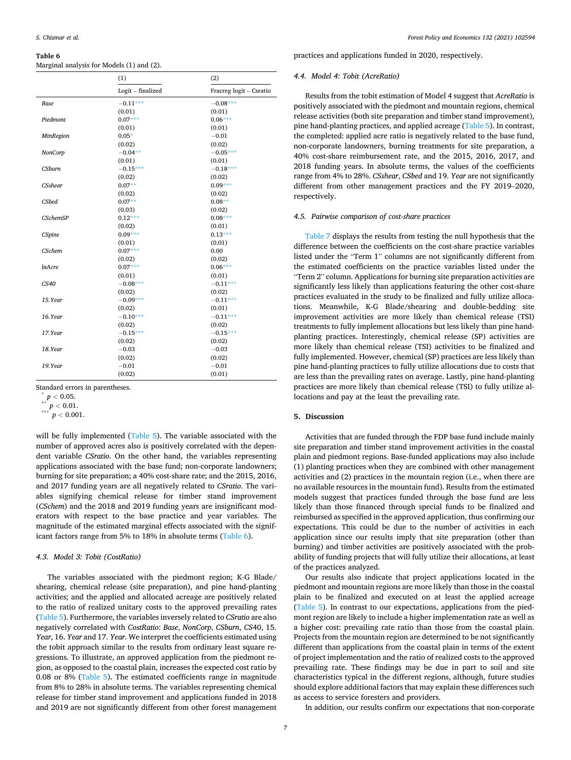**Table 6**
Marginal analysis for Models (1) and (2).

| | (1) | (2) |
|---|---|---|
| | Logit – finalized | Fracreg logit – Csratio |
| *Base* | −0.11*** | −0.08*** |
| | (0.01) | (0.01) |
| *Piedmont* | 0.07*** | 0.06*** |
| | (0.01) | (0.01) |
| *MtnRegion* | 0.05* | −0.01 |
| | (0.02) | (0.02) |
| *NonCorp* | −0.04** | −0.05*** |
| | (0.01) | (0.01) |
| *CSburn* | −0.15*** | −0.18*** |
| | (0.02) | (0.02) |
| *CSshear* | 0.07** | 0.09*** |
| | (0.02) | (0.02) |
| *CSbed* | 0.07** | 0.08** |
| | (0.03) | (0.02) |
| *CSchemSP* | 0.12*** | 0.08*** |
| | (0.02) | (0.01) |
| *CSpine* | 0.09*** | 0.13*** |
| | (0.01) | (0.01) |
| *CSchem* | 0.07*** | 0.00 |
| | (0.02) | (0.02) |
| *lnAcre* | 0.07*** | 0.06*** |
| | (0.01) | (0.01) |
| *CS40* | −0.08*** | −0.11*** |
| | (0.02) | (0.02) |
| *15.Year* | −0.09*** | −0.11*** |
| | (0.02) | (0.01) |
| *16.Year* | −0.10*** | −0.11*** |
| | (0.02) | (0.02) |
| *17.Year* | −0.15*** | −0.15*** |
| | (0.02) | (0.02) |
| *18.Year* | −0.03 | −0.03 |
| | (0.02) | (0.02) |
| *19.Year* | −0.01 | −0.01 |
| | (0.02) | (0.01) |

Standard errors in parentheses.
* $p < 0.05$.
** $p < 0.01$.
*** $p < 0.001$.

will be fully implemented (Table 5). The variable associated with the number of approved acres also is positively correlated with the dependent variable *CSratio*. On the other hand, the variables representing applications associated with the base fund; non-corporate landowners; burning for site preparation; a 40% cost-share rate; and the 2015, 2016, and 2017 funding years are all negatively related to *CSratio*. The variables signifying chemical release for timber stand improvement (*CSchem*) and the 2018 and 2019 funding years are insignificant moderators with respect to the base practice and year variables. The magnitude of the estimated marginal effects associated with the significant factors range from 5% to 18% in absolute terms (Table 6).

### 4.3. Model 3: Tobit (CostRatio)

The variables associated with the piedmont region; K-G Blade/shearing, chemical release (site preparation), and pine hand-planting activities; and the applied and allocated acreage are positively related to the ratio of realized unitary costs to the approved prevailing rates (Table 5). Furthermore, the variables inversely related to *CSratio* are also negatively correlated with *CostRatio*: *Base*, *NonCorp*, *CSburn*, *CS*40, 15.*Year*, 16. *Year* and 17. *Year*. We interpret the coefficients estimated using the tobit approach similar to the results from ordinary least square regressions. To illustrate, an approved application from the piedmont region, as opposed to the coastal plain, increases the expected cost ratio by 0.08 or 8% (Table 5). The estimated coefficients range in magnitude from 8% to 28% in absolute terms. The variables representing chemical release for timber stand improvement and applications funded in 2018 and 2019 are not significantly different from other forest management practices and applications funded in 2020, respectively.

### 4.4. Model 4: Tobit (AcreRatio)

Results from the tobit estimation of Model 4 suggest that *AcreRatio* is positively associated with the piedmont and mountain regions, chemical release activities (both site preparation and timber stand improvement), pine hand-planting practices, and applied acreage (Table 5). In contrast, the completed: applied acre ratio is negatively related to the base fund, non-corporate landowners, burning treatments for site preparation, a 40% cost-share reimbursement rate, and the 2015, 2016, 2017, and 2018 funding years. In absolute terms, the values of the coefficients range from 4% to 28%. *CSshear*, *CSbed* and 19. *Year* are not significantly different from other management practices and the FY 2019–2020, respectively.

### 4.5. Pairwise comparison of cost-share practices

Table 7 displays the results from testing the null hypothesis that the difference between the coefficients on the cost-share practice variables listed under the "Term 1" columns are not significantly different from the estimated coefficients on the practice variables listed under the "Term 2" column. Applications for burning site preparation activities are significantly less likely than applications featuring the other cost-share practices evaluated in the study to be finalized and fully utilize allocations. Meanwhile, K-G Blade/shearing and double-bedding site improvement activities are more likely than chemical release (TSI) treatments to fully implement allocations but less likely than pine hand-planting practices. Interestingly, chemical release (SP) activities are more likely than chemical release (TSI) activities to be finalized and fully implemented. However, chemical (SP) practices are less likely than pine hand-planting practices to fully utilize allocations due to costs that are less than the prevailing rates on average. Lastly, pine hand-planting practices are more likely than chemical release (TSI) to fully utilize allocations and pay at the least the prevailing rate.

## 5. Discussion

Activities that are funded through the FDP base fund include mainly site preparation and timber stand improvement activities in the coastal plain and piedmont regions. Base-funded applications may also include (1) planting practices when they are combined with other management activities and (2) practices in the mountain region (i.e., when there are no available resources in the mountain fund). Results from the estimated models suggest that practices funded through the base fund are less likely than those financed through special funds to be finalized and reimbursed as specified in the approved application, thus confirming our expectations. This could be due to the number of activities in each application since our results imply that site preparation (other than burning) and timber activities are positively associated with the probability of funding projects that will fully utilize their allocations, at least of the practices analyzed.

Our results also indicate that project applications located in the piedmont and mountain regions are more likely than those in the coastal plain to be finalized and executed on at least the applied acreage (Table 5). In contrast to our expectations, applications from the piedmont region are likely to include a higher implementation rate as well as a higher cost: prevailing rate ratio than those from the coastal plain. Projects from the mountain region are determined to be not significantly different than applications from the coastal plain in terms of the extent of project implementation and the ratio of realized costs to the approved prevailing rate. These findings may be due in part to soil and site characteristics typical in the different regions, although, future studies should explore additional factors that may explain these differences such as access to service foresters and providers.

In addition, our results confirm our expectations that non-corporate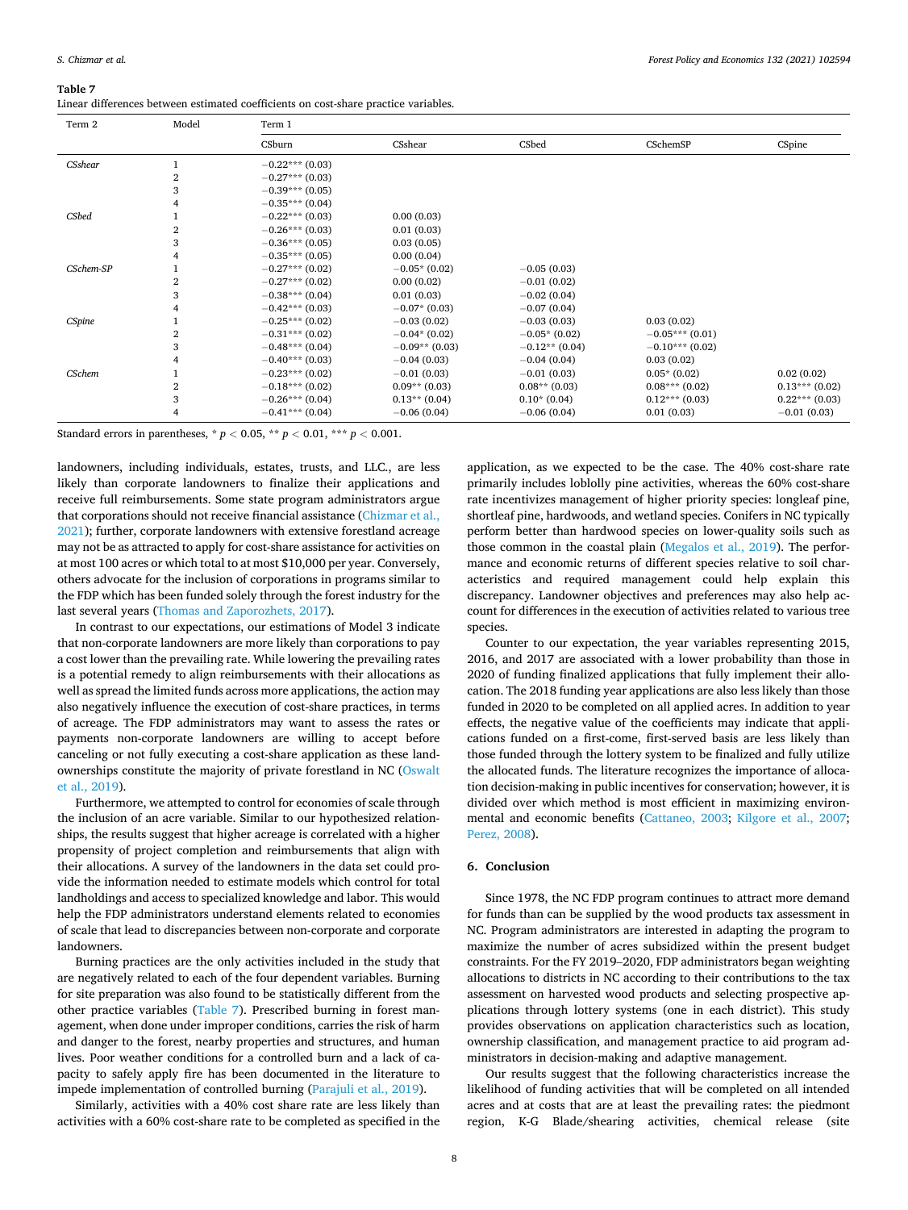**Table 7**
Linear differences between estimated coefficients on cost-share practice variables.

| Term 2 | Model | Term 1 | | | | |
|---|---|---|---|---|---|---|
| | | CSburn | CSshear | CSbed | CSchemSP | CSpine |
| *CSshear* | 1 | −0.22*** (0.03) | | | | |
| | 2 | −0.27*** (0.03) | | | | |
| | 3 | −0.39*** (0.05) | | | | |
| | 4 | −0.35*** (0.04) | | | | |
| *CSbed* | 1 | −0.22*** (0.03) | 0.00 (0.03) | | | |
| | 2 | −0.26*** (0.03) | 0.01 (0.03) | | | |
| | 3 | −0.36*** (0.05) | 0.03 (0.05) | | | |
| | 4 | −0.35*** (0.05) | 0.00 (0.04) | | | |
| *CSchem-SP* | 1 | −0.27*** (0.02) | −0.05* (0.02) | −0.05 (0.03) | | |
| | 2 | −0.27*** (0.02) | 0.00 (0.02) | −0.01 (0.02) | | |
| | 3 | −0.38*** (0.04) | 0.01 (0.03) | −0.02 (0.04) | | |
| | 4 | −0.42*** (0.03) | −0.07* (0.03) | −0.07 (0.04) | | |
| *CSpine* | 1 | −0.25*** (0.02) | −0.03 (0.02) | −0.03 (0.03) | 0.03 (0.02) | |
| | 2 | −0.31*** (0.02) | −0.04* (0.02) | −0.05* (0.02) | −0.05*** (0.01) | |
| | 3 | −0.48*** (0.04) | −0.09** (0.03) | −0.12** (0.04) | −0.10*** (0.02) | |
| | 4 | −0.40*** (0.03) | −0.04 (0.03) | −0.04 (0.04) | 0.03 (0.02) | |
| *CSchem* | 1 | −0.23*** (0.02) | −0.01 (0.03) | −0.01 (0.03) | 0.05* (0.02) | 0.02 (0.02) |
| | 2 | −0.18*** (0.02) | 0.09** (0.03) | 0.08** (0.03) | 0.08*** (0.02) | 0.13*** (0.02) |
| | 3 | −0.26*** (0.04) | 0.13** (0.04) | 0.10* (0.04) | 0.12*** (0.03) | 0.22*** (0.03) |
| | 4 | −0.41*** (0.04) | −0.06 (0.04) | −0.06 (0.04) | 0.01 (0.03) | −0.01 (0.03) |

Standard errors in parentheses, * $p < 0.05$, ** $p < 0.01$, *** $p < 0.001$.

landowners, including individuals, estates, trusts, and LLC., are less likely than corporate landowners to finalize their applications and receive full reimbursements. Some state program administrators argue that corporations should not receive financial assistance (Chizmar et al., 2021); further, corporate landowners with extensive forestland acreage may not be as attracted to apply for cost-share assistance for activities on at most 100 acres or which total to at most $10,000 per year. Conversely, others advocate for the inclusion of corporations in programs similar to the FDP which has been funded solely through the forest industry for the last several years (Thomas and Zaporozhets, 2017).

In contrast to our expectations, our estimations of Model 3 indicate that non-corporate landowners are more likely than corporations to pay a cost lower than the prevailing rate. While lowering the prevailing rates is a potential remedy to align reimbursements with their allocations as well as spread the limited funds across more applications, the action may also negatively influence the execution of cost-share practices, in terms of acreage. The FDP administrators may want to assess the rates or payments non-corporate landowners are willing to accept before canceling or not fully executing a cost-share application as these landownerships constitute the majority of private forestland in NC (Oswalt et al., 2019).

Furthermore, we attempted to control for economies of scale through the inclusion of an acre variable. Similar to our hypothesized relationships, the results suggest that higher acreage is correlated with a higher propensity of project completion and reimbursements that align with their allocations. A survey of the landowners in the data set could provide the information needed to estimate models which control for total landholdings and access to specialized knowledge and labor. This would help the FDP administrators understand elements related to economies of scale that lead to discrepancies between non-corporate and corporate landowners.

Burning practices are the only activities included in the study that are negatively related to each of the four dependent variables. Burning for site preparation was also found to be statistically different from the other practice variables (Table 7). Prescribed burning in forest management, when done under improper conditions, carries the risk of harm and danger to the forest, nearby properties and structures, and human lives. Poor weather conditions for a controlled burn and a lack of capacity to safely apply fire has been documented in the literature to impede implementation of controlled burning (Parajuli et al., 2019).

Similarly, activities with a 40% cost share rate are less likely than activities with a 60% cost-share rate to be completed as specified in the application, as we expected to be the case. The 40% cost-share rate primarily includes loblolly pine activities, whereas the 60% cost-share rate incentivizes management of higher priority species: longleaf pine, shortleaf pine, hardwoods, and wetland species. Conifers in NC typically perform better than hardwood species on lower-quality soils such as those common in the coastal plain (Megalos et al., 2019). The performance and economic returns of different species relative to soil characteristics and required management could help explain this discrepancy. Landowner objectives and preferences may also help account for differences in the execution of activities related to various tree species.

Counter to our expectation, the year variables representing 2015, 2016, and 2017 are associated with a lower probability than those in 2020 of funding finalized applications that fully implement their allocation. The 2018 funding year applications are also less likely than those funded in 2020 to be completed on all applied acres. In addition to year effects, the negative value of the coefficients may indicate that applications funded on a first-come, first-served basis are less likely than those funded through the lottery system to be finalized and fully utilize the allocated funds. The literature recognizes the importance of allocation decision-making in public incentives for conservation; however, it is divided over which method is most efficient in maximizing environmental and economic benefits (Cattaneo, 2003; Kilgore et al., 2007; Perez, 2008).

## 6. Conclusion

Since 1978, the NC FDP program continues to attract more demand for funds than can be supplied by the wood products tax assessment in NC. Program administrators are interested in adapting the program to maximize the number of acres subsidized within the present budget constraints. For the FY 2019–2020, FDP administrators began weighting allocations to districts in NC according to their contributions to the tax assessment on harvested wood products and selecting prospective applications through lottery systems (one in each district). This study provides observations on application characteristics such as location, ownership classification, and management practice to aid program administrators in decision-making and adaptive management.

Our results suggest that the following characteristics increase the likelihood of funding activities that will be completed on all intended acres and at costs that are at least the prevailing rates: the piedmont region, K-G Blade/shearing activities, chemical release (site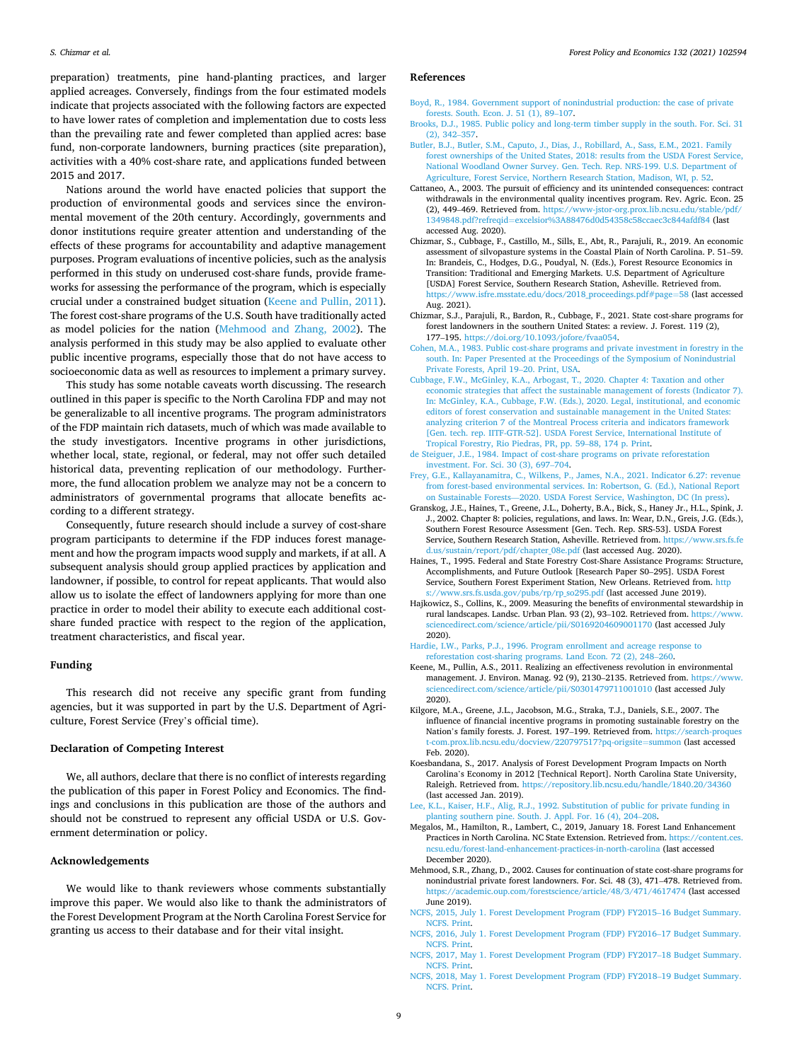preparation) treatments, pine hand-planting practices, and larger applied acreages. Conversely, findings from the four estimated models indicate that projects associated with the following factors are expected to have lower rates of completion and implementation due to costs less than the prevailing rate and fewer completed than applied acres: base fund, non-corporate landowners, burning practices (site preparation), activities with a 40% cost-share rate, and applications funded between 2015 and 2017.

Nations around the world have enacted policies that support the production of environmental goods and services since the environmental movement of the 20th century. Accordingly, governments and donor institutions require greater attention and understanding of the effects of these programs for accountability and adaptive management purposes. Program evaluations of incentive policies, such as the analysis performed in this study on underused cost-share funds, provide frameworks for assessing the performance of the program, which is especially crucial under a constrained budget situation (Keene and Pullin, 2011). The forest cost-share programs of the U.S. South have traditionally acted as model policies for the nation (Mehmood and Zhang, 2002). The analysis performed in this study may be also applied to evaluate other public incentive programs, especially those that do not have access to socioeconomic data as well as resources to implement a primary survey.

This study has some notable caveats worth discussing. The research outlined in this paper is specific to the North Carolina FDP and may not be generalizable to all incentive programs. The program administrators of the FDP maintain rich datasets, much of which was made available to the study investigators. Incentive programs in other jurisdictions, whether local, state, regional, or federal, may not offer such detailed historical data, preventing replication of our methodology. Furthermore, the fund allocation problem we analyze may not be a concern to administrators of governmental programs that allocate benefits according to a different strategy.

Consequently, future research should include a survey of cost-share program participants to determine if the FDP induces forest management and how the program impacts wood supply and markets, if at all. A subsequent analysis should group applied practices by application and landowner, if possible, to control for repeat applicants. That would also allow us to isolate the effect of landowners applying for more than one practice in order to model their ability to execute each additional cost-share funded practice with respect to the region of the application, treatment characteristics, and fiscal year.

## Funding

This research did not receive any specific grant from funding agencies, but it was supported in part by the U.S. Department of Agriculture, Forest Service (Frey's official time).

## Declaration of Competing Interest

We, all authors, declare that there is no conflict of interests regarding the publication of this paper in Forest Policy and Economics. The findings and conclusions in this publication are those of the authors and should not be construed to represent any official USDA or U.S. Government determination or policy.

## Acknowledgements

We would like to thank reviewers whose comments substantially improve this paper. We would also like to thank the administrators of the Forest Development Program at the North Carolina Forest Service for granting us access to their database and for their vital insight.

## References

Boyd, R., 1984. Government support of nonindustrial production: the case of private forests. South. Econ. J. 51 (1), 89–107.

Brooks, D.J., 1985. Public policy and long-term timber supply in the south. For. Sci. 31 (2), 342–357.

Butler, B.J., Butler, S.M., Caputo, J., Dias, J., Robillard, A., Sass, E.M., 2021. Family forest ownerships of the United States, 2018: results from the USDA Forest Service, National Woodland Owner Survey. Gen. Tech. Rep. NRS-199. U.S. Department of Agriculture, Forest Service, Northern Research Station, Madison, WI, p. 52.

Cattaneo, A., 2003. The pursuit of efficiency and its unintended consequences: contract withdrawals in the environmental quality incentives program. Rev. Agric. Econ. 25 (2), 449–469. Retrieved from. https://www-jstor-org.prox.lib.ncsu.edu/stable/pdf/1349848.pdf?refreqid=excelsior%3A88476d0d54358c58ccaec3c844afdf84 (last accessed Aug. 2020).

Chizmar, S., Cubbage, F., Castillo, M., Sills, E., Abt, R., Parajuli, R., 2019. An economic assessment of silvopasture systems in the Coastal Plain of North Carolina. P. 51–59. In: Brandeis, C., Hodges, D.G., Poudyal, N. (Eds.), Forest Resource Economics in Transition: Traditional and Emerging Markets. U.S. Department of Agriculture [USDA] Forest Service, Southern Research Station, Asheville. Retrieved from. https://www.isfre.msstate.edu/docs/2018_proceedings.pdf#page=58 (last accessed Aug. 2021).

Chizmar, S.J., Parajuli, R., Bardon, R., Cubbage, F., 2021. State cost-share programs for forest landowners in the southern United States: a review. J. Forest. 119 (2), 177–195. https://doi.org/10.1093/jofore/fvaa054.

Cohen, M.A., 1983. Public cost-share programs and private investment in forestry in the south. In: Paper Presented at the Proceedings of the Symposium of Nonindustrial Private Forests, April 19–20. Print, USA.

Cubbage, F.W., McGinley, K.A., Arbogast, T., 2020. Chapter 4: Taxation and other economic strategies that affect the sustainable management of forests (Indicator 7). In: McGinley, K.A., Cubbage, F.W. (Eds.), 2020. Legal, institutional, and economic editors of forest conservation and sustainable management in the United States: analyzing criterion 7 of the Montreal Process criteria and indicators framework [Gen. tech. rep. IITF-GTR-52]. USDA Forest Service, International Institute of Tropical Forestry, Rio Piedras, PR, pp. 59–88, 174 p. Print.

de Steiguer, J.E., 1984. Impact of cost-share programs on private reforestation investment. For. Sci. 30 (3), 697–704.

Frey, G.E., Kallayanamitra, C., Wilkens, P., James, N.A., 2021. Indicator 6.27: revenue from forest-based environmental services. In: Robertson, G. (Ed.), National Report on Sustainable Forests—2020. USDA Forest Service, Washington, DC (In press).

Granskog, J.E., Haines, T., Greene, J.L., Doherty, B.A., Bick, S., Haney Jr., H.L., Spink, J. J., 2002. Chapter 8: policies, regulations, and laws. In: Wear, D.N., Greis, J.G. (Eds.), Southern Forest Resource Assessment [Gen. Tech. Rep. SRS-53]. USDA Forest Service, Southern Research Station, Asheville. Retrieved from. https://www.srs.fs.fed.us/sustain/report/pdf/chapter_08e.pdf (last accessed Aug. 2020).

Haines, T., 1995. Federal and State Forestry Cost-Share Assistance Programs: Structure, Accomplishments, and Future Outlook [Research Paper S0–295]. USDA Forest Service, Southern Forest Experiment Station, New Orleans. Retrieved from. https://www.srs.fs.usda.gov/pubs/rp/rp_so295.pdf (last accessed June 2019).

Hajkowicz, S., Collins, K., 2009. Measuring the benefits of environmental stewardship in rural landscapes. Landsc. Urban Plan. 93 (2), 93–102. Retrieved from. https://www.sciencedirect.com/science/article/pii/S0169204609001170 (last accessed July 2020).

Hardie, I.W., Parks, P.J., 1996. Program enrollment and acreage response to reforestation cost-sharing programs. Land Econ. 72 (2), 248–260.

Keene, M., Pullin, A.S., 2011. Realizing an effectiveness revolution in environmental management. J. Environ. Manag. 92 (9), 2130–2135. Retrieved from. https://www.sciencedirect.com/science/article/pii/S0301479711001010 (last accessed July 2020).

Kilgore, M.A., Greene, J.L., Jacobson, M.G., Straka, T.J., Daniels, S.E., 2007. The influence of financial incentive programs in promoting sustainable forestry on the Nation's family forests. J. Forest. 197–199. Retrieved from. https://search-proquest-com.prox.lib.ncsu.edu/docview/220797517?pq-origsite=summon (last accessed Feb. 2020).

Koesbandana, S., 2017. Analysis of Forest Development Program Impacts on North Carolina's Economy in 2012 [Technical Report]. North Carolina State University, Raleigh. Retrieved from. https://repository.lib.ncsu.edu/handle/1840.20/34360 (last accessed Jan. 2019).

Lee, K.L., Kaiser, H.F., Alig, R.J., 1992. Substitution of public for private funding in planting southern pine. South. J. Appl. For. 16 (4), 204–208.

Megalos, M., Hamilton, R., Lambert, C., 2019, January 18. Forest Land Enhancement Practices in North Carolina. NC State Extension. Retrieved from. https://content.ces.ncsu.edu/forest-land-enhancement-practices-in-north-carolina (last accessed December 2020).

Mehmood, S.R., Zhang, D., 2002. Causes for continuation of state cost-share programs for nonindustrial private forest landowners. For. Sci. 48 (3), 471–478. Retrieved from. https://academic.oup.com/forestscience/article/48/3/471/4617474 (last accessed June 2019).

NCFS, 2015, July 1. Forest Development Program (FDP) FY2015–16 Budget Summary. NCFS. Print.

NCFS, 2016, July 1. Forest Development Program (FDP) FY2016–17 Budget Summary. NCFS. Print.

NCFS, 2017, May 1. Forest Development Program (FDP) FY2017–18 Budget Summary. NCFS. Print.

NCFS, 2018, May 1. Forest Development Program (FDP) FY2018–19 Budget Summary. NCFS. Print.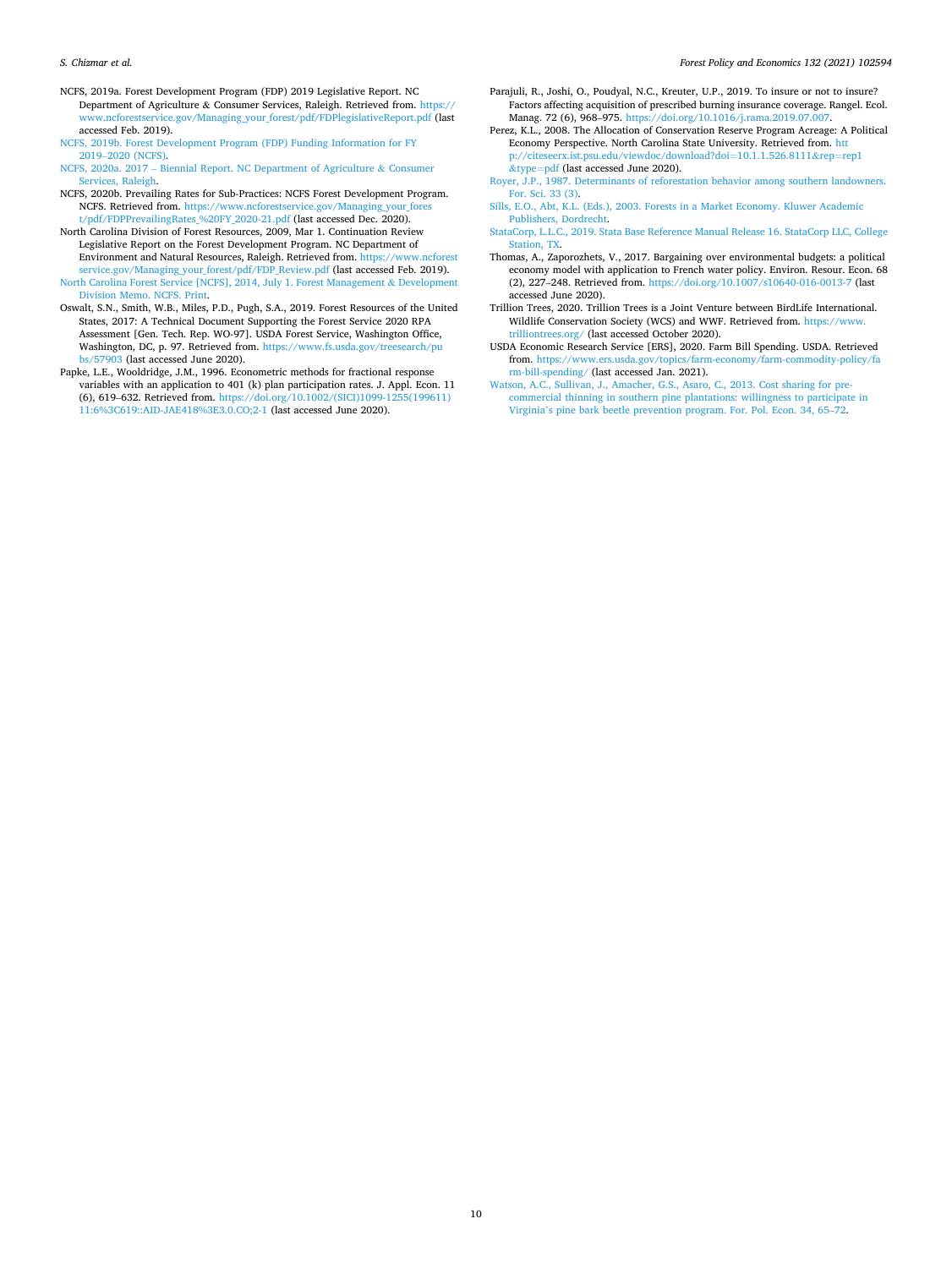NCFS, 2019a. Forest Development Program (FDP) 2019 Legislative Report. NC Department of Agriculture & Consumer Services, Raleigh. Retrieved from. https://www.ncforestservice.gov/Managing_your_forest/pdf/FDPlegislativeReport.pdf (last accessed Feb. 2019).

NCFS, 2019b. Forest Development Program (FDP) Funding Information for FY 2019–2020 (NCFS).

NCFS, 2020a. 2017 – Biennial Report. NC Department of Agriculture & Consumer Services, Raleigh.

NCFS, 2020b. Prevailing Rates for Sub-Practices: NCFS Forest Development Program. NCFS. Retrieved from. https://www.ncforestservice.gov/Managing_your_forest/pdf/FDPPrevailingRates_%20FY_2020-21.pdf (last accessed Dec. 2020).

North Carolina Division of Forest Resources, 2009, Mar 1. Continuation Review Legislative Report on the Forest Development Program. NC Department of Environment and Natural Resources, Raleigh. Retrieved from. https://www.ncforestservice.gov/Managing_your_forest/pdf/FDP_Review.pdf (last accessed Feb. 2019).

North Carolina Forest Service [NCFS], 2014, July 1. Forest Management & Development Division Memo. NCFS. Print.

Oswalt, S.N., Smith, W.B., Miles, P.D., Pugh, S.A., 2019. Forest Resources of the United States, 2017: A Technical Document Supporting the Forest Service 2020 RPA Assessment [Gen. Tech. Rep. WO-97]. USDA Forest Service, Washington Office, Washington, DC, p. 97. Retrieved from. https://www.fs.usda.gov/treesearch/pubs/57903 (last accessed June 2020).

Papke, L.E., Wooldridge, J.M., 1996. Econometric methods for fractional response variables with an application to 401 (k) plan participation rates. J. Appl. Econ. 11 (6), 619–632. Retrieved from. https://doi.org/10.1002/(SICI)1099-1255(199611)11:6%3C619::AID-JAE418%3E3.0.CO;2-1 (last accessed June 2020).

Parajuli, R., Joshi, O., Poudyal, N.C., Kreuter, U.P., 2019. To insure or not to insure? Factors affecting acquisition of prescribed burning insurance coverage. Rangel. Ecol. Manag. 72 (6), 968–975. https://doi.org/10.1016/j.rama.2019.07.007.

Perez, K.L., 2008. The Allocation of Conservation Reserve Program Acreage: A Political Economy Perspective. North Carolina State University. Retrieved from. http://citeseerx.ist.psu.edu/viewdoc/download?doi=10.1.1.526.8111&rep=rep1&type=pdf (last accessed June 2020).

Royer, J.P., 1987. Determinants of reforestation behavior among southern landowners. For. Sci. 33 (3).

Sills, E.O., Abt, K.L. (Eds.), 2003. Forests in a Market Economy. Kluwer Academic Publishers, Dordrecht.

StataCorp, L.L.C., 2019. Stata Base Reference Manual Release 16. StataCorp LLC, College Station, TX.

Thomas, A., Zaporozhets, V., 2017. Bargaining over environmental budgets: a political economy model with application to French water policy. Environ. Resour. Econ. 68 (2), 227–248. Retrieved from. https://doi.org/10.1007/s10640-016-0013-7 (last accessed June 2020).

Trillion Trees, 2020. Trillion Trees is a Joint Venture between BirdLife International. Wildlife Conservation Society (WCS) and WWF. Retrieved from. https://www.trilliontrees.org/ (last accessed October 2020).

USDA Economic Research Service [ERS], 2020. Farm Bill Spending. USDA. Retrieved from. https://www.ers.usda.gov/topics/farm-economy/farm-commodity-policy/farm-bill-spending/ (last accessed Jan. 2021).

Watson, A.C., Sullivan, J., Amacher, G.S., Asaro, C., 2013. Cost sharing for pre-commercial thinning in southern pine plantations: willingness to participate in Virginia's pine bark beetle prevention program. For. Pol. Econ. 34, 65–72.